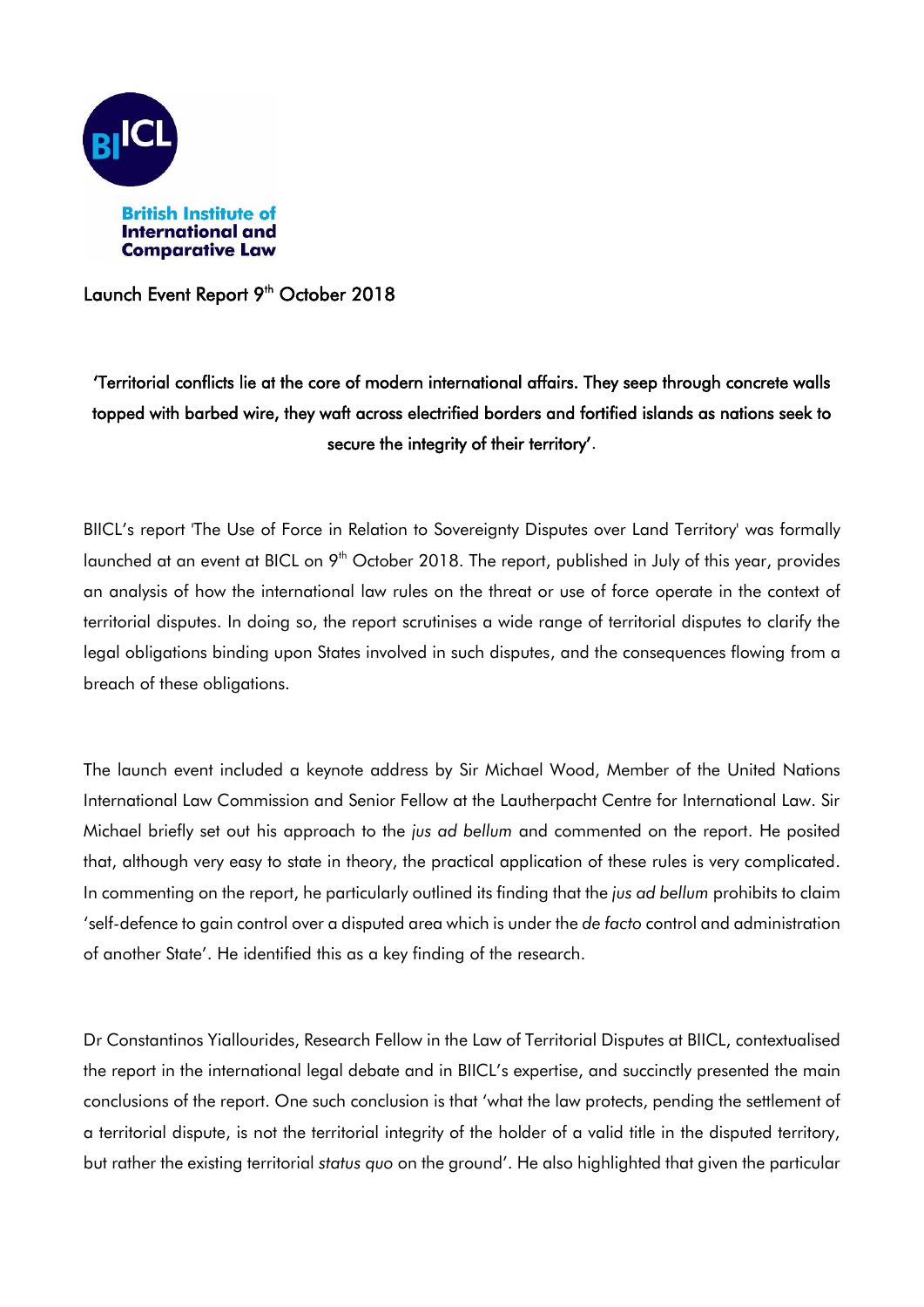British Institute of International and Comparative Law

Launch Event Report 9th October 2018

**'Territorial conflicts lie at the core of modern international affairs. They seep through concrete walls topped with barbed wire, they waft across electrified borders and fortified islands as nations seek to secure the integrity of their territory'.**

BIICL's report 'The Use of Force in Relation to Sovereignty Disputes over Land Territory' was formally launched at an event at BICL on 9th October 2018. The report, published in July of this year, provides an analysis of how the international law rules on the threat or use of force operate in the context of territorial disputes. In doing so, the report scrutinises a wide range of territorial disputes to clarify the legal obligations binding upon States involved in such disputes, and the consequences flowing from a breach of these obligations.

The launch event included a keynote address by Sir Michael Wood, Member of the United Nations International Law Commission and Senior Fellow at the Lautherpacht Centre for International Law. Sir Michael briefly set out his approach to the *jus ad bellum* and commented on the report. He posited that, although very easy to state in theory, the practical application of these rules is very complicated. In commenting on the report, he particularly outlined its finding that the *jus ad bellum* prohibits to claim 'self-defence to gain control over a disputed area which is under the *de facto* control and administration of another State'. He identified this as a key finding of the research.

Dr Constantinos Yiallourides, Research Fellow in the Law of Territorial Disputes at BIICL, contextualised the report in the international legal debate and in BIICL's expertise, and succinctly presented the main conclusions of the report. One such conclusion is that 'what the law protects, pending the settlement of a territorial dispute, is not the territorial integrity of the holder of a valid title in the disputed territory, but rather the existing territorial *status quo* on the ground'. He also highlighted that given the particular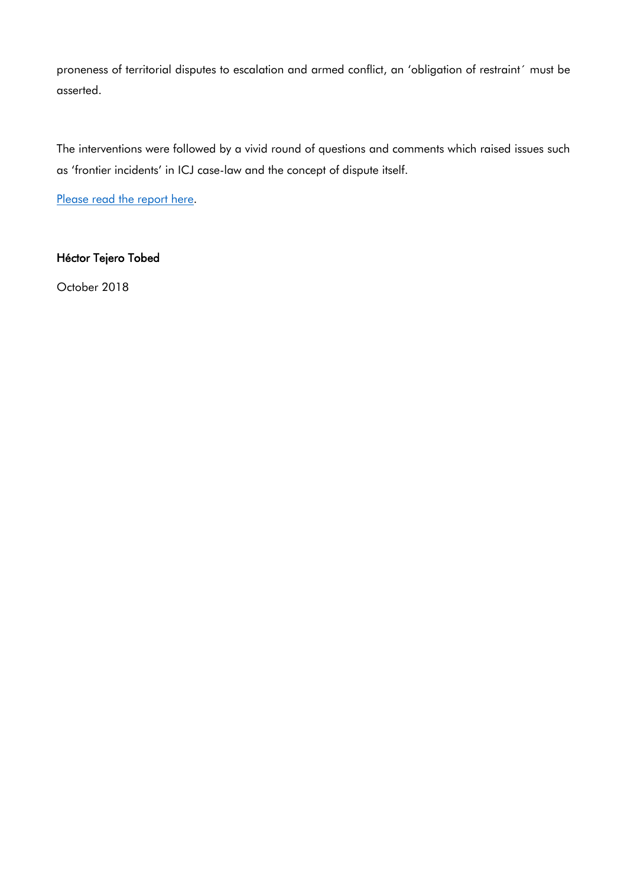proneness of territorial disputes to escalation and armed conflict, an 'obligation of restraint´ must be asserted.

The interventions were followed by a vivid round of questions and comments which raised issues such as 'frontier incidents' in ICJ case-law and the concept of dispute itself.

Please read the report here.

**Héctor Tejero Tobed**

October 2018